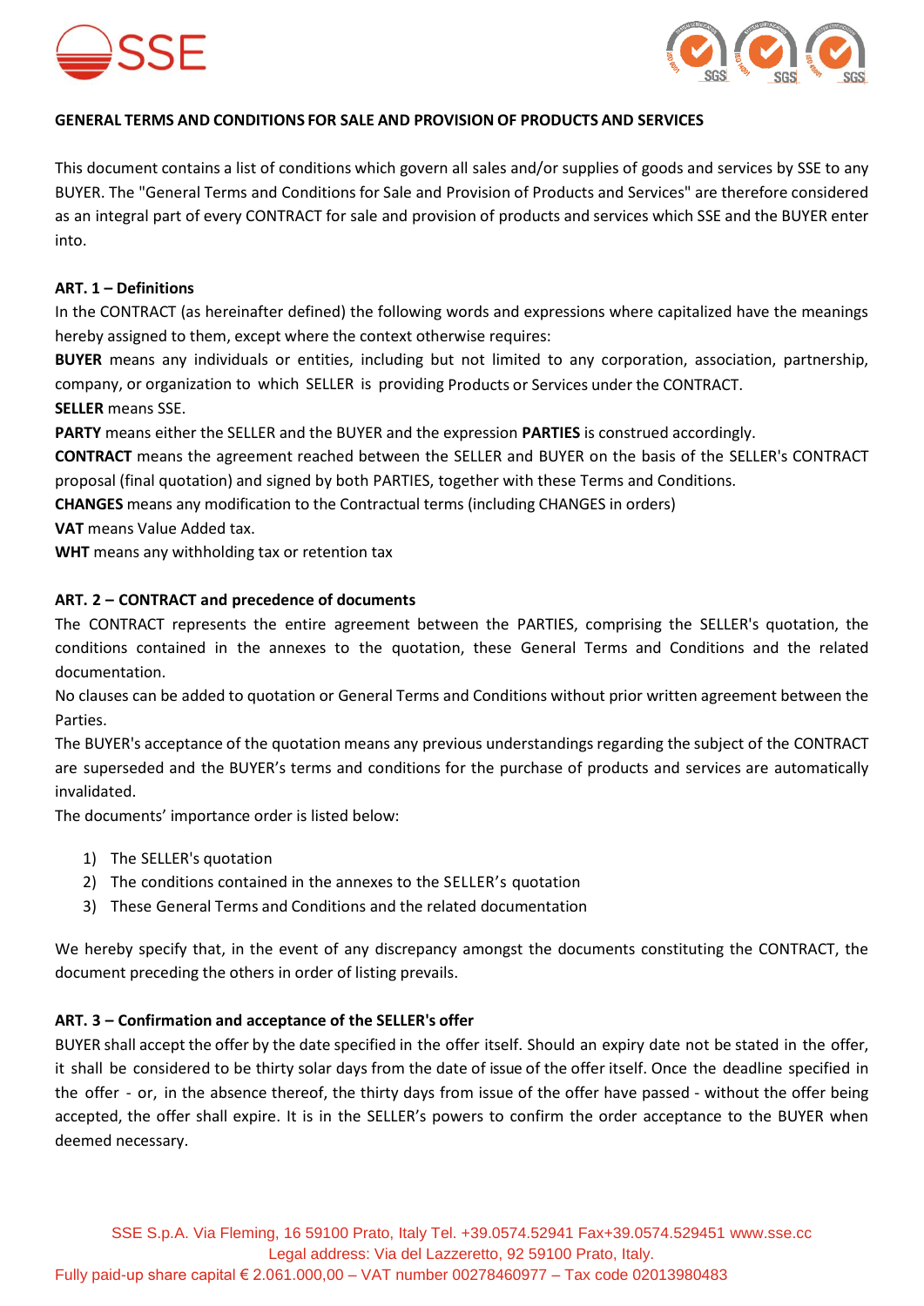**GENERAL TERMS AND CONDITIONS FOR SALE AND PROVISION OF PRODUCTS AND SERVICES**

This document contains a list of conditions which govern all sales and/or supplies of goods and services by SSE to any BUYER. The "General Terms and Conditions for Sale and Provision of Products and Services" are therefore considered as an integral part of every CONTRACT for sale and provision of products and services which SSE and the BUYER enter into.

**ART. 1 – Definitions**

In the CONTRACT (as hereinafter defined) the following words and expressions where capitalized have the meanings hereby assigned to them, except where the context otherwise requires:

**BUYER** means any individuals or entities, including but not limited to any corporation, association, partnership, company, or organization to which SELLER is providing Products or Services under the CONTRACT.

**SELLER** means SSE.

**PARTY** means either the SELLER and the BUYER and the expression **PARTIES** is construed accordingly.

**CONTRACT** means the agreement reached between the SELLER and BUYER on the basis of the SELLER's CONTRACT proposal (final quotation) and signed by both PARTIES, together with these Terms and Conditions.

**CHANGES** means any modification to the Contractual terms (including CHANGES in orders)

**VAT** means Value Added tax.

**WHT** means any withholding tax or retention tax

**ART. 2 – CONTRACT and precedence of documents**

The CONTRACT represents the entire agreement between the PARTIES, comprising the SELLER's quotation, the conditions contained in the annexes to the quotation, these General Terms and Conditions and the related documentation.

No clauses can be added to quotation or General Terms and Conditions without prior written agreement between the Parties.

The BUYER's acceptance of the quotation means any previous understandings regarding the subject of the CONTRACT are superseded and the BUYER's terms and conditions for the purchase of products and services are automatically invalidated.

The documents' importance order is listed below:

1) The SELLER's quotation
2) The conditions contained in the annexes to the SELLER's quotation
3) These General Terms and Conditions and the related documentation

We hereby specify that, in the event of any discrepancy amongst the documents constituting the CONTRACT, the document preceding the others in order of listing prevails.

**ART. 3 – Confirmation and acceptance of the SELLER's offer**

BUYER shall accept the offer by the date specified in the offer itself. Should an expiry date not be stated in the offer, it shall be considered to be thirty solar days from the date of issue of the offer itself. Once the deadline specified in the offer - or, in the absence thereof, the thirty days from issue of the offer have passed - without the offer being accepted, the offer shall expire. It is in the SELLER's powers to confirm the order acceptance to the BUYER when deemed necessary.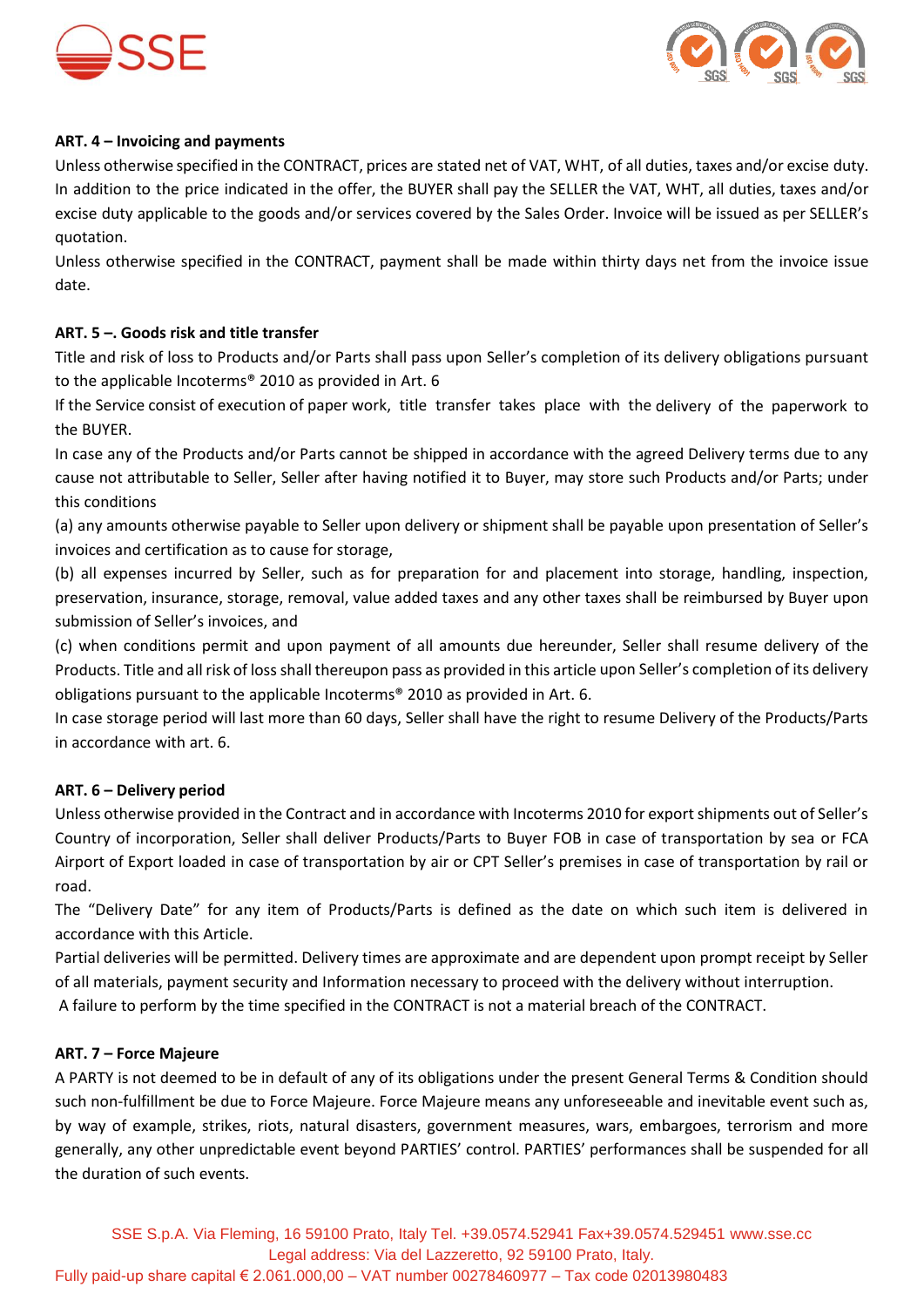**ART. 4 – Invoicing and payments**

Unless otherwise specified in the CONTRACT, prices are stated net of VAT, WHT, of all duties, taxes and/or excise duty. In addition to the price indicated in the offer, the BUYER shall pay the SELLER the VAT, WHT, all duties, taxes and/or excise duty applicable to the goods and/or services covered by the Sales Order. Invoice will be issued as per SELLER's quotation.

Unless otherwise specified in the CONTRACT, payment shall be made within thirty days net from the invoice issue date.

**ART. 5 –. Goods risk and title transfer**

Title and risk of loss to Products and/or Parts shall pass upon Seller's completion of its delivery obligations pursuant to the applicable Incoterms® 2010 as provided in Art. 6

If the Service consist of execution of paper work, title transfer takes place with the delivery of the paperwork to the BUYER.

In case any of the Products and/or Parts cannot be shipped in accordance with the agreed Delivery terms due to any cause not attributable to Seller, Seller after having notified it to Buyer, may store such Products and/or Parts; under this conditions

(a) any amounts otherwise payable to Seller upon delivery or shipment shall be payable upon presentation of Seller's invoices and certification as to cause for storage,

(b) all expenses incurred by Seller, such as for preparation for and placement into storage, handling, inspection, preservation, insurance, storage, removal, value added taxes and any other taxes shall be reimbursed by Buyer upon submission of Seller's invoices, and

(c) when conditions permit and upon payment of all amounts due hereunder, Seller shall resume delivery of the Products. Title and all risk of loss shall thereupon pass as provided in this article upon Seller's completion of its delivery obligations pursuant to the applicable Incoterms® 2010 as provided in Art. 6.

In case storage period will last more than 60 days, Seller shall have the right to resume Delivery of the Products/Parts in accordance with art. 6.

**ART. 6 – Delivery period**

Unless otherwise provided in the Contract and in accordance with Incoterms 2010 for export shipments out of Seller's Country of incorporation, Seller shall deliver Products/Parts to Buyer FOB in case of transportation by sea or FCA Airport of Export loaded in case of transportation by air or CPT Seller's premises in case of transportation by rail or road.

The "Delivery Date" for any item of Products/Parts is defined as the date on which such item is delivered in accordance with this Article.

Partial deliveries will be permitted. Delivery times are approximate and are dependent upon prompt receipt by Seller of all materials, payment security and Information necessary to proceed with the delivery without interruption.

A failure to perform by the time specified in the CONTRACT is not a material breach of the CONTRACT.

**ART. 7 – Force Majeure**

A PARTY is not deemed to be in default of any of its obligations under the present General Terms & Condition should such non-fulfillment be due to Force Majeure. Force Majeure means any unforeseeable and inevitable event such as, by way of example, strikes, riots, natural disasters, government measures, wars, embargoes, terrorism and more generally, any other unpredictable event beyond PARTIES' control. PARTIES' performances shall be suspended for all the duration of such events.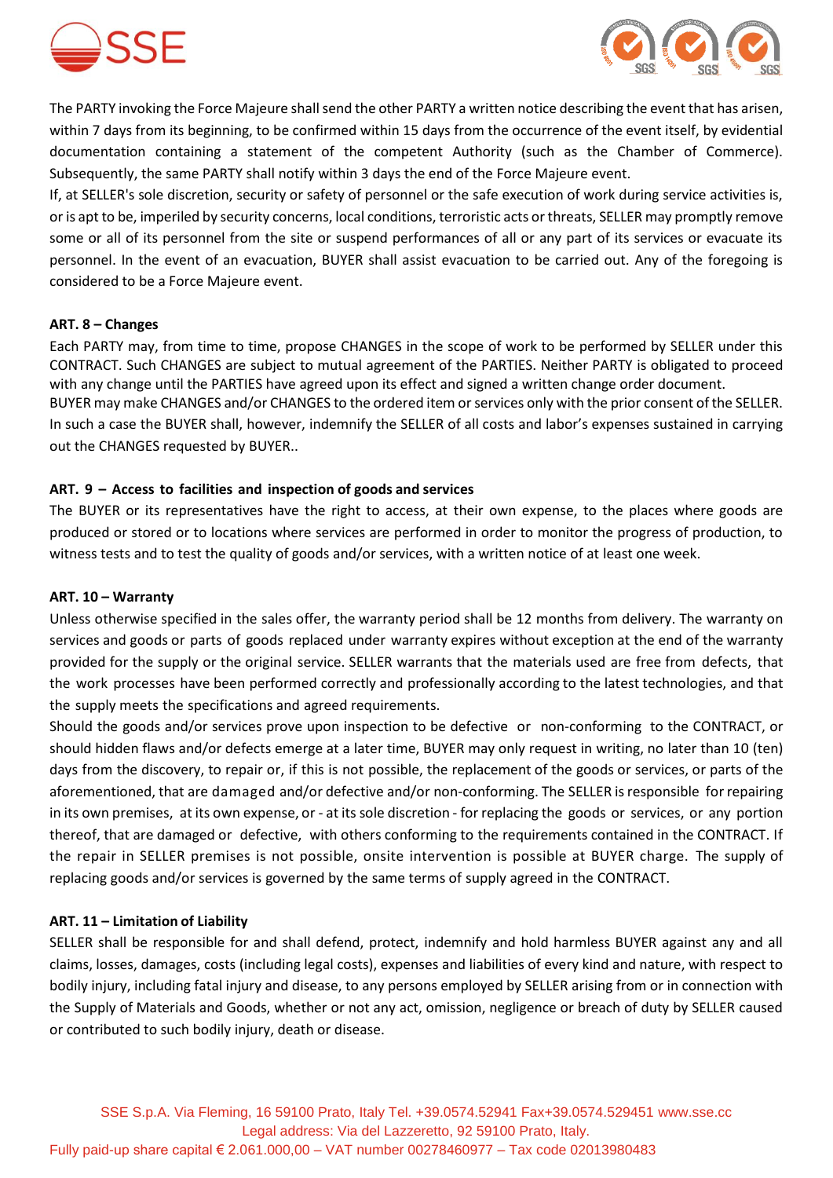The PARTY invoking the Force Majeure shall send the other PARTY a written notice describing the event that has arisen, within 7 days from its beginning, to be confirmed within 15 days from the occurrence of the event itself, by evidential documentation containing a statement of the competent Authority (such as the Chamber of Commerce). Subsequently, the same PARTY shall notify within 3 days the end of the Force Majeure event.

If, at SELLER's sole discretion, security or safety of personnel or the safe execution of work during service activities is, or is apt to be, imperiled by security concerns, local conditions, terroristic acts or threats, SELLER may promptly remove some or all of its personnel from the site or suspend performances of all or any part of its services or evacuate its personnel. In the event of an evacuation, BUYER shall assist evacuation to be carried out. Any of the foregoing is considered to be a Force Majeure event.

**ART. 8 – Changes**

Each PARTY may, from time to time, propose CHANGES in the scope of work to be performed by SELLER under this CONTRACT. Such CHANGES are subject to mutual agreement of the PARTIES. Neither PARTY is obligated to proceed with any change until the PARTIES have agreed upon its effect and signed a written change order document.

BUYER may make CHANGES and/or CHANGES to the ordered item or services only with the prior consent of the SELLER. In such a case the BUYER shall, however, indemnify the SELLER of all costs and labor's expenses sustained in carrying out the CHANGES requested by BUYER..

**ART. 9 – Access to facilities and inspection of goods and services**

The BUYER or its representatives have the right to access, at their own expense, to the places where goods are produced or stored or to locations where services are performed in order to monitor the progress of production, to witness tests and to test the quality of goods and/or services, with a written notice of at least one week.

**ART. 10 – Warranty**

Unless otherwise specified in the sales offer, the warranty period shall be 12 months from delivery. The warranty on services and goods or parts of goods replaced under warranty expires without exception at the end of the warranty provided for the supply or the original service. SELLER warrants that the materials used are free from defects, that the work processes have been performed correctly and professionally according to the latest technologies, and that the supply meets the specifications and agreed requirements.

Should the goods and/or services prove upon inspection to be defective or non-conforming to the CONTRACT, or should hidden flaws and/or defects emerge at a later time, BUYER may only request in writing, no later than 10 (ten) days from the discovery, to repair or, if this is not possible, the replacement of the goods or services, or parts of the aforementioned, that are damaged and/or defective and/or non-conforming. The SELLER is responsible for repairing in its own premises, at its own expense, or - at its sole discretion - for replacing the goods or services, or any portion thereof, that are damaged or defective, with others conforming to the requirements contained in the CONTRACT. If the repair in SELLER premises is not possible, onsite intervention is possible at BUYER charge. The supply of replacing goods and/or services is governed by the same terms of supply agreed in the CONTRACT.

**ART. 11 – Limitation of Liability**

SELLER shall be responsible for and shall defend, protect, indemnify and hold harmless BUYER against any and all claims, losses, damages, costs (including legal costs), expenses and liabilities of every kind and nature, with respect to bodily injury, including fatal injury and disease, to any persons employed by SELLER arising from or in connection with the Supply of Materials and Goods, whether or not any act, omission, negligence or breach of duty by SELLER caused or contributed to such bodily injury, death or disease.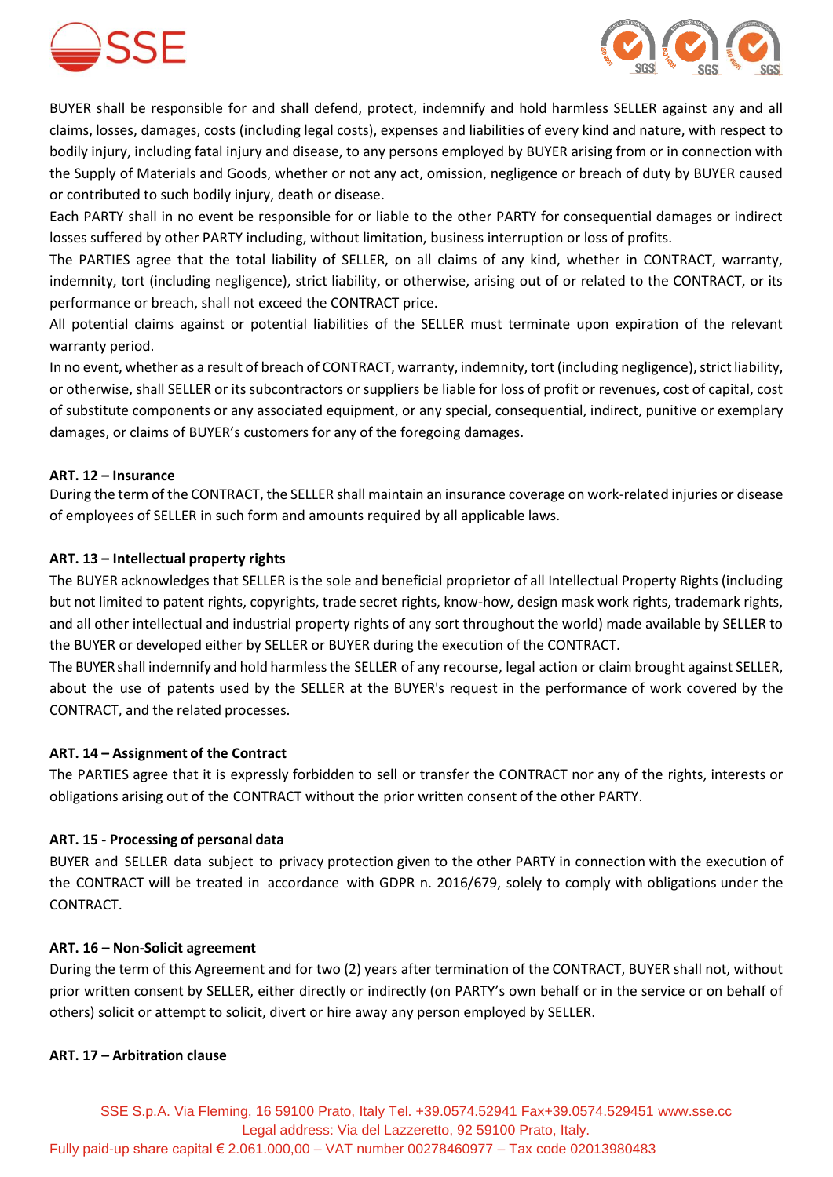BUYER shall be responsible for and shall defend, protect, indemnify and hold harmless SELLER against any and all claims, losses, damages, costs (including legal costs), expenses and liabilities of every kind and nature, with respect to bodily injury, including fatal injury and disease, to any persons employed by BUYER arising from or in connection with the Supply of Materials and Goods, whether or not any act, omission, negligence or breach of duty by BUYER caused or contributed to such bodily injury, death or disease.

Each PARTY shall in no event be responsible for or liable to the other PARTY for consequential damages or indirect losses suffered by other PARTY including, without limitation, business interruption or loss of profits.

The PARTIES agree that the total liability of SELLER, on all claims of any kind, whether in CONTRACT, warranty, indemnity, tort (including negligence), strict liability, or otherwise, arising out of or related to the CONTRACT, or its performance or breach, shall not exceed the CONTRACT price.

All potential claims against or potential liabilities of the SELLER must terminate upon expiration of the relevant warranty period.

In no event, whether as a result of breach of CONTRACT, warranty, indemnity, tort (including negligence), strict liability, or otherwise, shall SELLER or its subcontractors or suppliers be liable for loss of profit or revenues, cost of capital, cost of substitute components or any associated equipment, or any special, consequential, indirect, punitive or exemplary damages, or claims of BUYER's customers for any of the foregoing damages.

**ART. 12 – Insurance**

During the term of the CONTRACT, the SELLER shall maintain an insurance coverage on work-related injuries or disease of employees of SELLER in such form and amounts required by all applicable laws.

**ART. 13 – Intellectual property rights**

The BUYER acknowledges that SELLER is the sole and beneficial proprietor of all Intellectual Property Rights (including but not limited to patent rights, copyrights, trade secret rights, know-how, design mask work rights, trademark rights, and all other intellectual and industrial property rights of any sort throughout the world) made available by SELLER to the BUYER or developed either by SELLER or BUYER during the execution of the CONTRACT.

The BUYER shall indemnify and hold harmless the SELLER of any recourse, legal action or claim brought against SELLER, about the use of patents used by the SELLER at the BUYER's request in the performance of work covered by the CONTRACT, and the related processes.

**ART. 14 – Assignment of the Contract**

The PARTIES agree that it is expressly forbidden to sell or transfer the CONTRACT nor any of the rights, interests or obligations arising out of the CONTRACT without the prior written consent of the other PARTY.

**ART. 15 - Processing of personal data**

BUYER and SELLER data subject to privacy protection given to the other PARTY in connection with the execution of the CONTRACT will be treated in accordance with GDPR n. 2016/679, solely to comply with obligations under the CONTRACT.

**ART. 16 – Non-Solicit agreement**

During the term of this Agreement and for two (2) years after termination of the CONTRACT, BUYER shall not, without prior written consent by SELLER, either directly or indirectly (on PARTY's own behalf or in the service or on behalf of others) solicit or attempt to solicit, divert or hire away any person employed by SELLER.

**ART. 17 – Arbitration clause**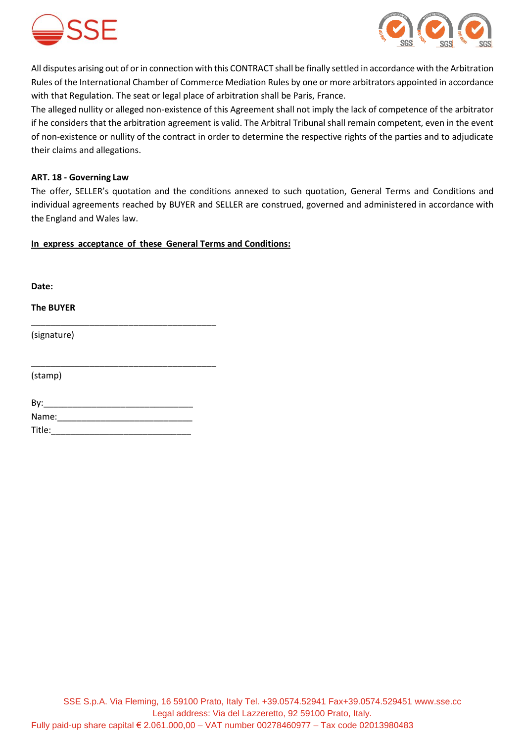All disputes arising out of or in connection with this CONTRACT shall be finally settled in accordance with the Arbitration Rules of the International Chamber of Commerce Mediation Rules by one or more arbitrators appointed in accordance with that Regulation. The seat or legal place of arbitration shall be Paris, France.
The alleged nullity or alleged non-existence of this Agreement shall not imply the lack of competence of the arbitrator if he considers that the arbitration agreement is valid. The Arbitral Tribunal shall remain competent, even in the event of non-existence or nullity of the contract in order to determine the respective rights of the parties and to adjudicate their claims and allegations.

**ART. 18 - Governing Law**

The offer, SELLER's quotation and the conditions annexed to such quotation, General Terms and Conditions and individual agreements reached by BUYER and SELLER are construed, governed and administered in accordance with the England and Wales law.

**In express acceptance of these General Terms and Conditions:**

**Date:**

**The BUYER**

________________________________________
(signature)

________________________________________
(stamp)

By:________________________________
Name:_____________________________
Title:______________________________

SSE S.p.A. Via Fleming, 16 59100 Prato, Italy Tel. +39.0574.52941 Fax+39.0574.529451 www.sse.cc
Legal address: Via del Lazzeretto, 92 59100 Prato, Italy.
Fully paid-up share capital € 2.061.000,00 – VAT number 00278460977 – Tax code 02013980483